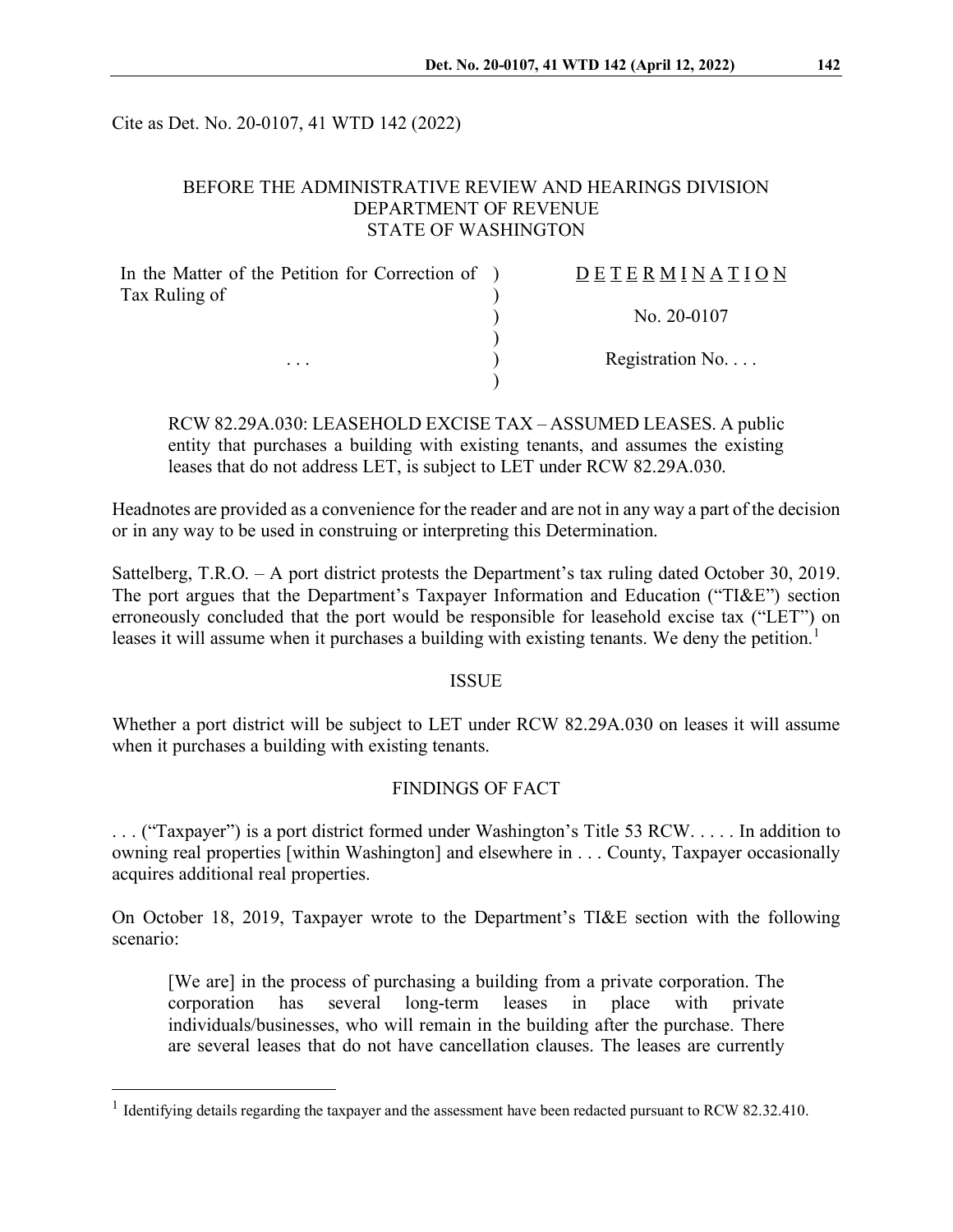Cite as Det. No. 20-0107, 41 WTD 142 (2022)

BEFORE THE ADMINISTRATIVE REVIEW AND HEARINGS DIVISION
DEPARTMENT OF REVENUE
STATE OF WASHINGTON

| | |
|---|---|
| In the Matter of the Petition for Correction of Tax Ruling of | D E T E R M I N A T I O N |
| | No. 20-0107 |
| . . . | Registration No. . . . |

RCW 82.29A.030: LEASEHOLD EXCISE TAX – ASSUMED LEASES. A public entity that purchases a building with existing tenants, and assumes the existing leases that do not address LET, is subject to LET under RCW 82.29A.030.

Headnotes are provided as a convenience for the reader and are not in any way a part of the decision or in any way to be used in construing or interpreting this Determination.

Sattelberg, T.R.O. – A port district protests the Department's tax ruling dated October 30, 2019. The port argues that the Department's Taxpayer Information and Education ("TI&E") section erroneously concluded that the port would be responsible for leasehold excise tax ("LET") on leases it will assume when it purchases a building with existing tenants. We deny the petition.[1]

## ISSUE

Whether a port district will be subject to LET under RCW 82.29A.030 on leases it will assume when it purchases a building with existing tenants.

## FINDINGS OF FACT

. . . ("Taxpayer") is a port district formed under Washington's Title 53 RCW. . . . . In addition to owning real properties [within Washington] and elsewhere in . . . County, Taxpayer occasionally acquires additional real properties.

On October 18, 2019, Taxpayer wrote to the Department's TI&E section with the following scenario:

> [We are] in the process of purchasing a building from a private corporation. The corporation has several long-term leases in place with private individuals/businesses, who will remain in the building after the purchase. There are several leases that do not have cancellation clauses. The leases are currently

[1] Identifying details regarding the taxpayer and the assessment have been redacted pursuant to RCW 82.32.410.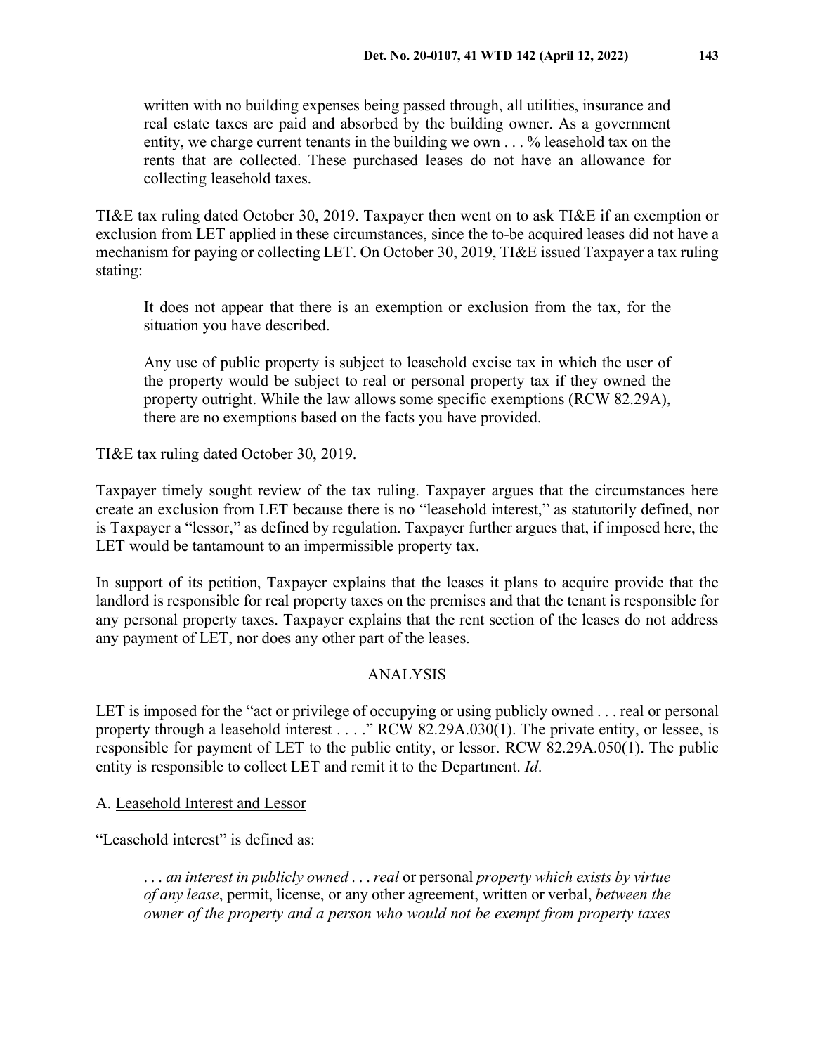> written with no building expenses being passed through, all utilities, insurance and real estate taxes are paid and absorbed by the building owner. As a government entity, we charge current tenants in the building we own . . . % leasehold tax on the rents that are collected. These purchased leases do not have an allowance for collecting leasehold taxes.

TI&E tax ruling dated October 30, 2019. Taxpayer then went on to ask TI&E if an exemption or exclusion from LET applied in these circumstances, since the to-be acquired leases did not have a mechanism for paying or collecting LET. On October 30, 2019, TI&E issued Taxpayer a tax ruling stating:

> It does not appear that there is an exemption or exclusion from the tax, for the situation you have described.
>
> Any use of public property is subject to leasehold excise tax in which the user of the property would be subject to real or personal property tax if they owned the property outright. While the law allows some specific exemptions (RCW 82.29A), there are no exemptions based on the facts you have provided.

TI&E tax ruling dated October 30, 2019.

Taxpayer timely sought review of the tax ruling. Taxpayer argues that the circumstances here create an exclusion from LET because there is no "leasehold interest," as statutorily defined, nor is Taxpayer a "lessor," as defined by regulation. Taxpayer further argues that, if imposed here, the LET would be tantamount to an impermissible property tax.

In support of its petition, Taxpayer explains that the leases it plans to acquire provide that the landlord is responsible for real property taxes on the premises and that the tenant is responsible for any personal property taxes. Taxpayer explains that the rent section of the leases do not address any payment of LET, nor does any other part of the leases.

## ANALYSIS

LET is imposed for the "act or privilege of occupying or using publicly owned . . . real or personal property through a leasehold interest . . . ." RCW 82.29A.030(1). The private entity, or lessee, is responsible for payment of LET to the public entity, or lessor. RCW 82.29A.050(1). The public entity is responsible to collect LET and remit it to the Department. *Id*.

A. <u>Leasehold Interest and Lessor</u>

"Leasehold interest" is defined as:

> . . . *an interest in publicly owned . . . real* or personal *property which exists by virtue of any lease*, permit, license, or any other agreement, written or verbal, *between the owner of the property and a person who would not be exempt from property taxes*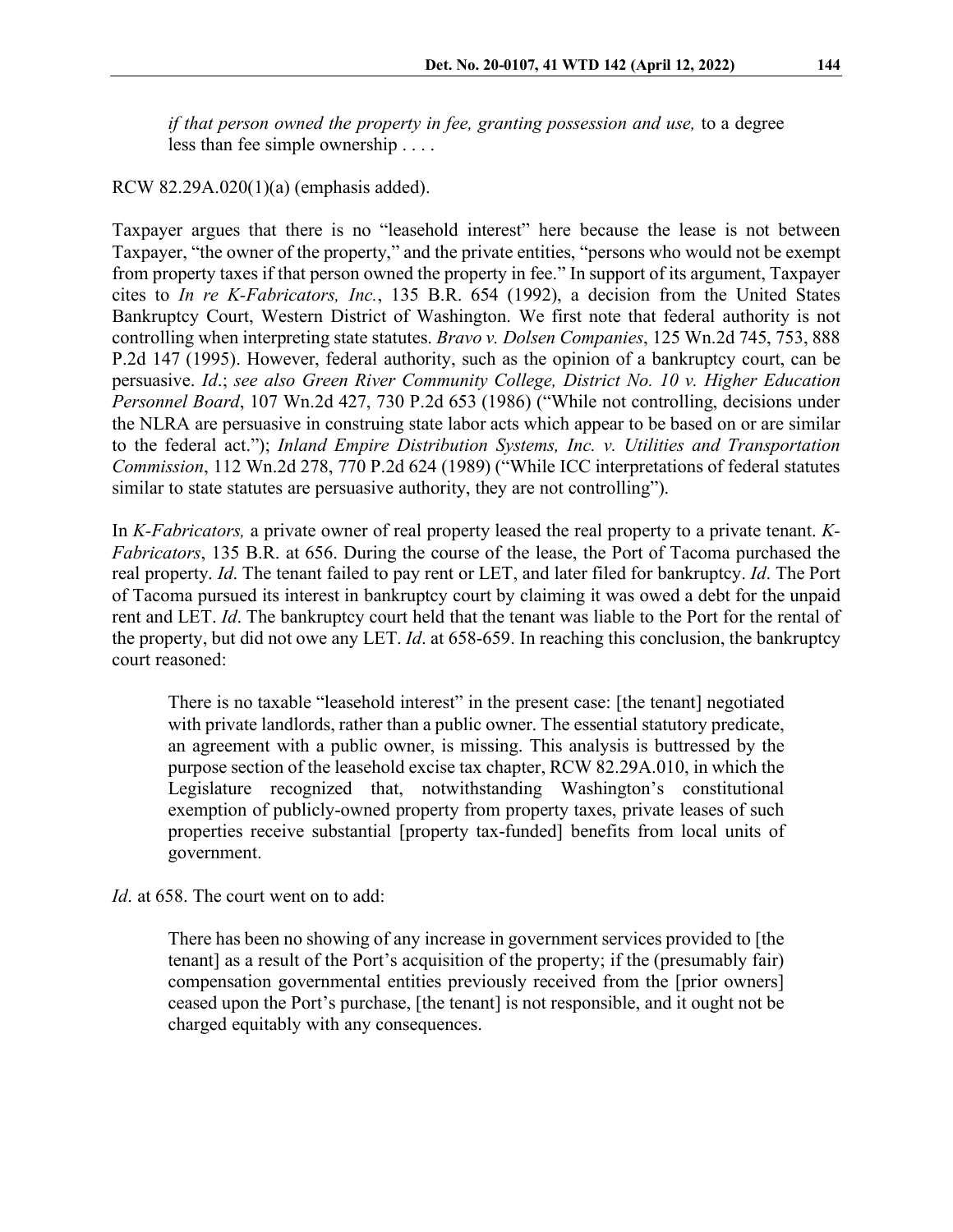> *if that person owned the property in fee, granting possession and use,* to a degree less than fee simple ownership . . . .

RCW 82.29A.020(1)(a) (emphasis added).

Taxpayer argues that there is no "leasehold interest" here because the lease is not between Taxpayer, "the owner of the property," and the private entities, "persons who would not be exempt from property taxes if that person owned the property in fee." In support of its argument, Taxpayer cites to *In re K-Fabricators, Inc.*, 135 B.R. 654 (1992), a decision from the United States Bankruptcy Court, Western District of Washington. We first note that federal authority is not controlling when interpreting state statutes. *Bravo v. Dolsen Companies*, 125 Wn.2d 745, 753, 888 P.2d 147 (1995). However, federal authority, such as the opinion of a bankruptcy court, can be persuasive. *Id*.; *see also Green River Community College, District No. 10 v. Higher Education Personnel Board*, 107 Wn.2d 427, 730 P.2d 653 (1986) ("While not controlling, decisions under the NLRA are persuasive in construing state labor acts which appear to be based on or are similar to the federal act."); *Inland Empire Distribution Systems, Inc. v. Utilities and Transportation Commission*, 112 Wn.2d 278, 770 P.2d 624 (1989) ("While ICC interpretations of federal statutes similar to state statutes are persuasive authority, they are not controlling").

In *K-Fabricators,* a private owner of real property leased the real property to a private tenant. *K-Fabricators*, 135 B.R. at 656. During the course of the lease, the Port of Tacoma purchased the real property. *Id*. The tenant failed to pay rent or LET, and later filed for bankruptcy. *Id*. The Port of Tacoma pursued its interest in bankruptcy court by claiming it was owed a debt for the unpaid rent and LET. *Id*. The bankruptcy court held that the tenant was liable to the Port for the rental of the property, but did not owe any LET. *Id*. at 658-659. In reaching this conclusion, the bankruptcy court reasoned:

> There is no taxable "leasehold interest" in the present case: [the tenant] negotiated with private landlords, rather than a public owner. The essential statutory predicate, an agreement with a public owner, is missing. This analysis is buttressed by the purpose section of the leasehold excise tax chapter, RCW 82.29A.010, in which the Legislature recognized that, notwithstanding Washington's constitutional exemption of publicly-owned property from property taxes, private leases of such properties receive substantial [property tax-funded] benefits from local units of government.

*Id*. at 658. The court went on to add:

> There has been no showing of any increase in government services provided to [the tenant] as a result of the Port's acquisition of the property; if the (presumably fair) compensation governmental entities previously received from the [prior owners] ceased upon the Port's purchase, [the tenant] is not responsible, and it ought not be charged equitably with any consequences.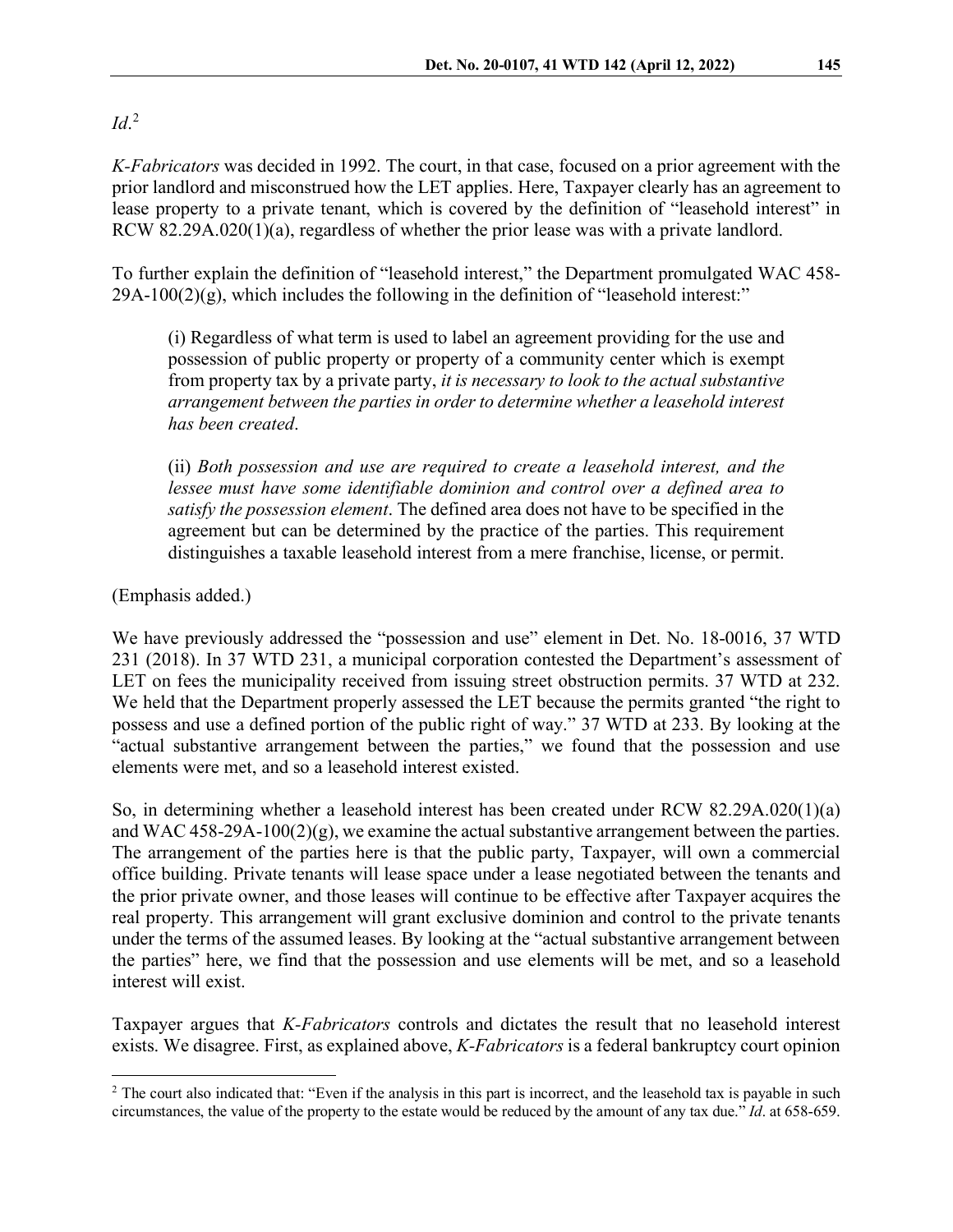*Id*.[2]

*K-Fabricators* was decided in 1992. The court, in that case, focused on a prior agreement with the prior landlord and misconstrued how the LET applies. Here, Taxpayer clearly has an agreement to lease property to a private tenant, which is covered by the definition of "leasehold interest" in RCW 82.29A.020(1)(a), regardless of whether the prior lease was with a private landlord.

To further explain the definition of "leasehold interest," the Department promulgated WAC 458-29A-100(2)(g), which includes the following in the definition of "leasehold interest:"

> (i) Regardless of what term is used to label an agreement providing for the use and possession of public property or property of a community center which is exempt from property tax by a private party, *it is necessary to look to the actual substantive arrangement between the parties in order to determine whether a leasehold interest has been created*.
>
> (ii) *Both possession and use are required to create a leasehold interest, and the lessee must have some identifiable dominion and control over a defined area to satisfy the possession element*. The defined area does not have to be specified in the agreement but can be determined by the practice of the parties. This requirement distinguishes a taxable leasehold interest from a mere franchise, license, or permit.

(Emphasis added.)

We have previously addressed the "possession and use" element in Det. No. 18-0016, 37 WTD 231 (2018). In 37 WTD 231, a municipal corporation contested the Department's assessment of LET on fees the municipality received from issuing street obstruction permits. 37 WTD at 232. We held that the Department properly assessed the LET because the permits granted "the right to possess and use a defined portion of the public right of way." 37 WTD at 233. By looking at the "actual substantive arrangement between the parties," we found that the possession and use elements were met, and so a leasehold interest existed.

So, in determining whether a leasehold interest has been created under RCW 82.29A.020(1)(a) and WAC 458-29A-100(2)(g), we examine the actual substantive arrangement between the parties. The arrangement of the parties here is that the public party, Taxpayer, will own a commercial office building. Private tenants will lease space under a lease negotiated between the tenants and the prior private owner, and those leases will continue to be effective after Taxpayer acquires the real property. This arrangement will grant exclusive dominion and control to the private tenants under the terms of the assumed leases. By looking at the "actual substantive arrangement between the parties" here, we find that the possession and use elements will be met, and so a leasehold interest will exist.

Taxpayer argues that *K-Fabricators* controls and dictates the result that no leasehold interest exists. We disagree. First, as explained above, *K-Fabricators* is a federal bankruptcy court opinion

---

[2] The court also indicated that: "Even if the analysis in this part is incorrect, and the leasehold tax is payable in such circumstances, the value of the property to the estate would be reduced by the amount of any tax due." *Id*. at 658-659.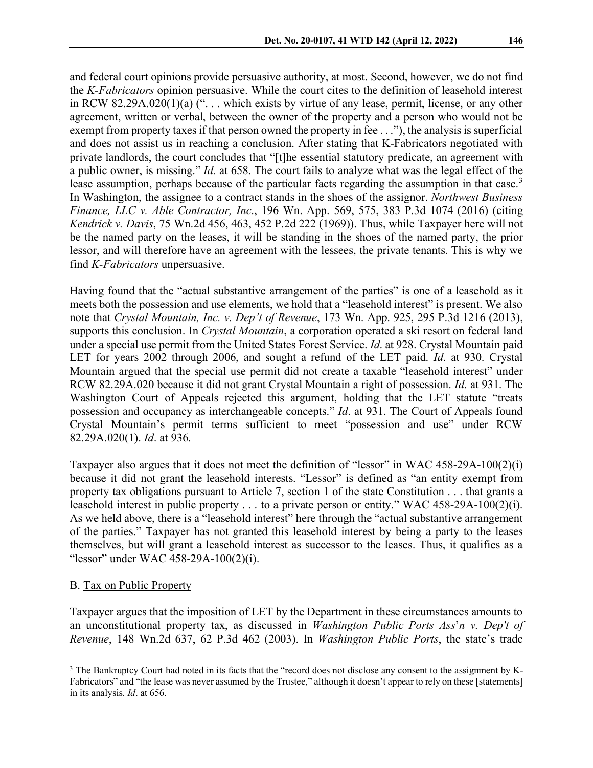and federal court opinions provide persuasive authority, at most. Second, however, we do not find the *K-Fabricators* opinion persuasive. While the court cites to the definition of leasehold interest in RCW 82.29A.020(1)(a) (". . . which exists by virtue of any lease, permit, license, or any other agreement, written or verbal, between the owner of the property and a person who would not be exempt from property taxes if that person owned the property in fee . . ."), the analysis is superficial and does not assist us in reaching a conclusion. After stating that K-Fabricators negotiated with private landlords, the court concludes that "[t]he essential statutory predicate, an agreement with a public owner, is missing." *Id.* at 658. The court fails to analyze what was the legal effect of the lease assumption, perhaps because of the particular facts regarding the assumption in that case.[3] In Washington, the assignee to a contract stands in the shoes of the assignor. *Northwest Business Finance, LLC v. Able Contractor, Inc.*, 196 Wn. App. 569, 575, 383 P.3d 1074 (2016) (citing *Kendrick v. Davis*, 75 Wn.2d 456, 463, 452 P.2d 222 (1969)). Thus, while Taxpayer here will not be the named party on the leases, it will be standing in the shoes of the named party, the prior lessor, and will therefore have an agreement with the lessees, the private tenants. This is why we find *K-Fabricators* unpersuasive.

Having found that the "actual substantive arrangement of the parties" is one of a leasehold as it meets both the possession and use elements, we hold that a "leasehold interest" is present. We also note that *Crystal Mountain, Inc. v. Dep't of Revenue*, 173 Wn. App. 925, 295 P.3d 1216 (2013), supports this conclusion. In *Crystal Mountain*, a corporation operated a ski resort on federal land under a special use permit from the United States Forest Service. *Id.* at 928. Crystal Mountain paid LET for years 2002 through 2006, and sought a refund of the LET paid. *Id.* at 930. Crystal Mountain argued that the special use permit did not create a taxable "leasehold interest" under RCW 82.29A.020 because it did not grant Crystal Mountain a right of possession. *Id*. at 931. The Washington Court of Appeals rejected this argument, holding that the LET statute "treats possession and occupancy as interchangeable concepts." *Id*. at 931. The Court of Appeals found Crystal Mountain's permit terms sufficient to meet "possession and use" under RCW 82.29A.020(1). *Id*. at 936.

Taxpayer also argues that it does not meet the definition of "lessor" in WAC 458-29A-100(2)(i) because it did not grant the leasehold interests. "Lessor" is defined as "an entity exempt from property tax obligations pursuant to Article 7, section 1 of the state Constitution . . . that grants a leasehold interest in public property . . . to a private person or entity." WAC 458-29A-100(2)(i). As we held above, there is a "leasehold interest" here through the "actual substantive arrangement of the parties." Taxpayer has not granted this leasehold interest by being a party to the leases themselves, but will grant a leasehold interest as successor to the leases. Thus, it qualifies as a "lessor" under WAC 458-29A-100(2)(i).

B. Tax on Public Property

Taxpayer argues that the imposition of LET by the Department in these circumstances amounts to an unconstitutional property tax, as discussed in *Washington Public Ports Ass'n v. Dep't of Revenue*, 148 Wn.2d 637, 62 P.3d 462 (2003). In *Washington Public Ports*, the state's trade

---

[3] The Bankruptcy Court had noted in its facts that the "record does not disclose any consent to the assignment by K-Fabricators" and "the lease was never assumed by the Trustee," although it doesn't appear to rely on these [statements] in its analysis. *Id*. at 656.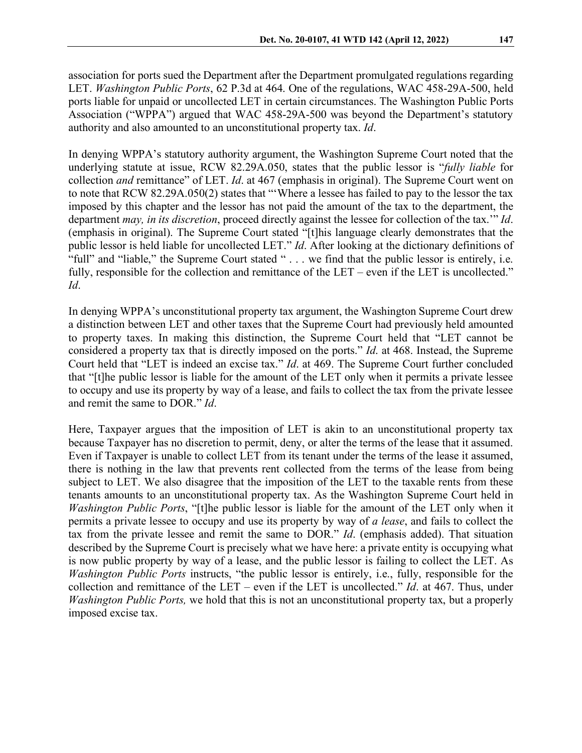association for ports sued the Department after the Department promulgated regulations regarding LET. *Washington Public Ports*, 62 P.3d at 464. One of the regulations, WAC 458-29A-500, held ports liable for unpaid or uncollected LET in certain circumstances. The Washington Public Ports Association ("WPPA") argued that WAC 458-29A-500 was beyond the Department's statutory authority and also amounted to an unconstitutional property tax. *Id*.

In denying WPPA's statutory authority argument, the Washington Supreme Court noted that the underlying statute at issue, RCW 82.29A.050, states that the public lessor is "*fully liable* for collection *and* remittance" of LET. *Id*. at 467 (emphasis in original). The Supreme Court went on to note that RCW 82.29A.050(2) states that "'Where a lessee has failed to pay to the lessor the tax imposed by this chapter and the lessor has not paid the amount of the tax to the department, the department *may, in its discretion*, proceed directly against the lessee for collection of the tax.'" *Id*. (emphasis in original). The Supreme Court stated "[t]his language clearly demonstrates that the public lessor is held liable for uncollected LET." *Id*. After looking at the dictionary definitions of "full" and "liable," the Supreme Court stated " . . . we find that the public lessor is entirely, i.e. fully, responsible for the collection and remittance of the LET – even if the LET is uncollected." *Id*.

In denying WPPA's unconstitutional property tax argument, the Washington Supreme Court drew a distinction between LET and other taxes that the Supreme Court had previously held amounted to property taxes. In making this distinction, the Supreme Court held that "LET cannot be considered a property tax that is directly imposed on the ports." *Id*. at 468. Instead, the Supreme Court held that "LET is indeed an excise tax." *Id*. at 469. The Supreme Court further concluded that "[t]he public lessor is liable for the amount of the LET only when it permits a private lessee to occupy and use its property by way of a lease, and fails to collect the tax from the private lessee and remit the same to DOR." *Id*.

Here, Taxpayer argues that the imposition of LET is akin to an unconstitutional property tax because Taxpayer has no discretion to permit, deny, or alter the terms of the lease that it assumed. Even if Taxpayer is unable to collect LET from its tenant under the terms of the lease it assumed, there is nothing in the law that prevents rent collected from the terms of the lease from being subject to LET. We also disagree that the imposition of the LET to the taxable rents from these tenants amounts to an unconstitutional property tax. As the Washington Supreme Court held in *Washington Public Ports*, "[t]he public lessor is liable for the amount of the LET only when it permits a private lessee to occupy and use its property by way of *a lease*, and fails to collect the tax from the private lessee and remit the same to DOR." *Id*. (emphasis added). That situation described by the Supreme Court is precisely what we have here: a private entity is occupying what is now public property by way of a lease, and the public lessor is failing to collect the LET. As *Washington Public Ports* instructs, "the public lessor is entirely, i.e., fully, responsible for the collection and remittance of the LET – even if the LET is uncollected." *Id*. at 467. Thus, under *Washington Public Ports,* we hold that this is not an unconstitutional property tax, but a properly imposed excise tax.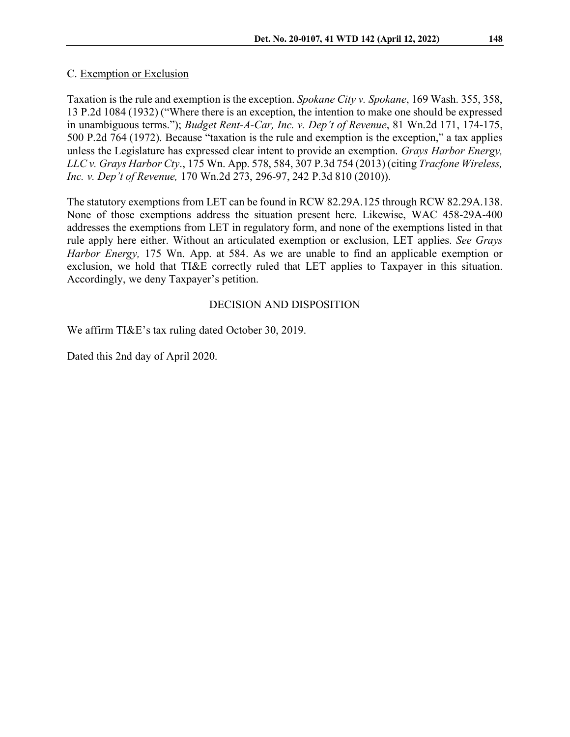C. Exemption or Exclusion

Taxation is the rule and exemption is the exception. *Spokane City v. Spokane*, 169 Wash. 355, 358, 13 P.2d 1084 (1932) ("Where there is an exception, the intention to make one should be expressed in unambiguous terms."); *Budget Rent-A-Car, Inc. v. Dep't of Revenue*, 81 Wn.2d 171, 174-175, 500 P.2d 764 (1972). Because "taxation is the rule and exemption is the exception," a tax applies unless the Legislature has expressed clear intent to provide an exemption. *Grays Harbor Energy, LLC v. Grays Harbor Cty.*, 175 Wn. App. 578, 584, 307 P.3d 754 (2013) (citing *Tracfone Wireless, Inc. v. Dep't of Revenue,* 170 Wn.2d 273, 296-97, 242 P.3d 810 (2010)).

The statutory exemptions from LET can be found in RCW 82.29A.125 through RCW 82.29A.138. None of those exemptions address the situation present here. Likewise, WAC 458-29A-400 addresses the exemptions from LET in regulatory form, and none of the exemptions listed in that rule apply here either. Without an articulated exemption or exclusion, LET applies. *See Grays Harbor Energy,* 175 Wn. App. at 584. As we are unable to find an applicable exemption or exclusion, we hold that TI&E correctly ruled that LET applies to Taxpayer in this situation. Accordingly, we deny Taxpayer's petition.

## DECISION AND DISPOSITION

We affirm TI&E's tax ruling dated October 30, 2019.

Dated this 2nd day of April 2020.